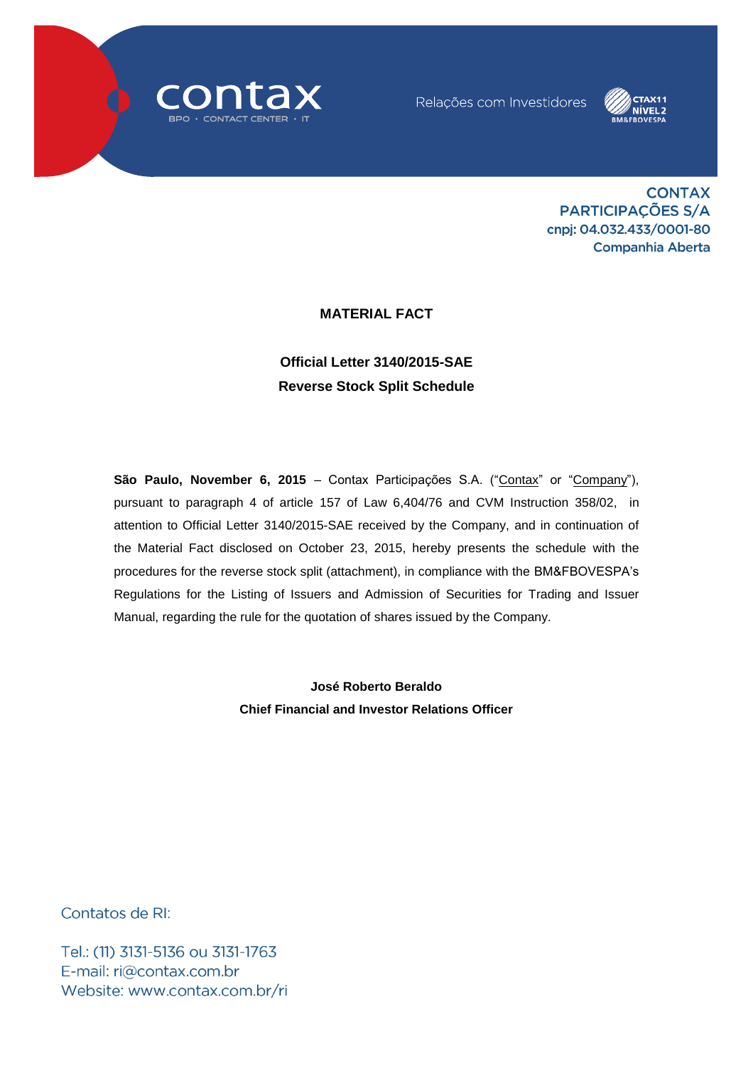**CONTAX PARTICIPAÇÕES S/A**
**cnpj: 04.032.433/0001-80**
**Companhia Aberta**

# MATERIAL FACT

## Official Letter 3140/2015-SAE
## Reverse Stock Split Schedule

**São Paulo, November 6, 2015** – Contax Participações S.A. ("Contax" or "Company"), pursuant to paragraph 4 of article 157 of Law 6,404/76 and CVM Instruction 358/02, in attention to Official Letter 3140/2015-SAE received by the Company, and in continuation of the Material Fact disclosed on October 23, 2015, hereby presents the schedule with the procedures for the reverse stock split (attachment), in compliance with the BM&FBOVESPA's Regulations for the Listing of Issuers and Admission of Securities for Trading and Issuer Manual, regarding the rule for the quotation of shares issued by the Company.

**José Roberto Beraldo**
**Chief Financial and Investor Relations Officer**

Contatos de RI:

Tel.: (11) 3131-5136 ou 3131-1763
E-mail: ri@contax.com.br
Website: www.contax.com.br/ri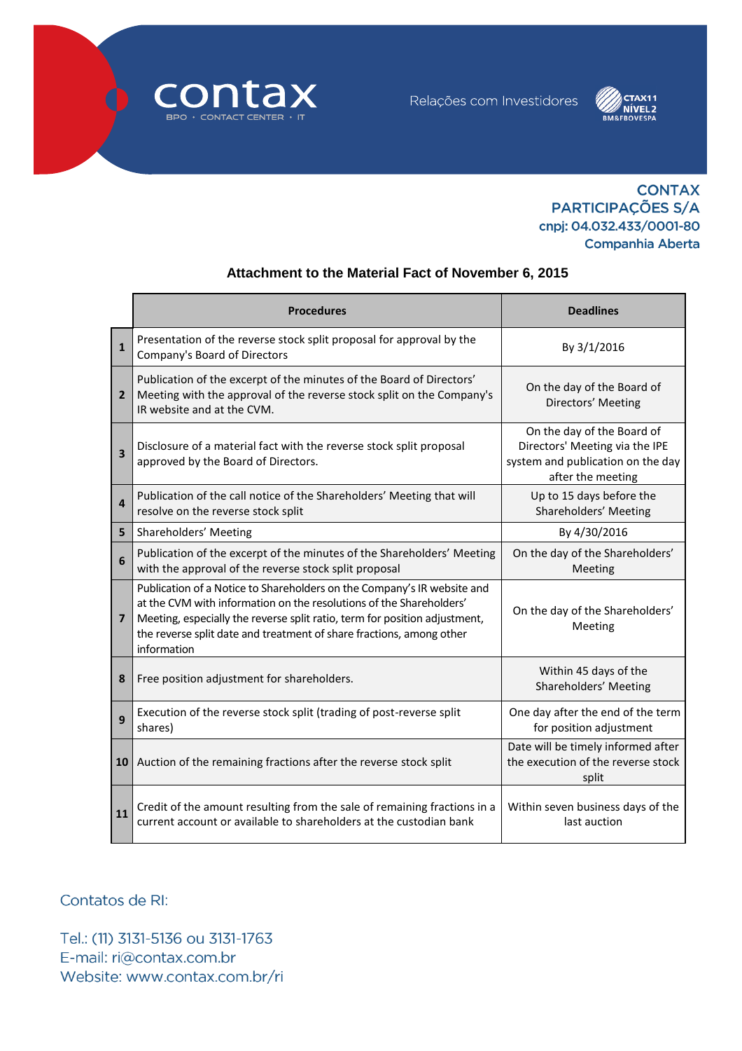contax

BPO • CONTACT CENTER • IT

Relações com Investidores

CTAX11 NÍVEL 2 BM&FBOVESPA

**CONTAX PARTICIPAÇÕES S/A**
**cnpj: 04.032.433/0001-80**
**Companhia Aberta**

### Attachment to the Material Fact of November 6, 2015

| | Procedures | Deadlines |
|---|---|---|
| 1 | Presentation of the reverse stock split proposal for approval by the Company's Board of Directors | By 3/1/2016 |
| 2 | Publication of the excerpt of the minutes of the Board of Directors' Meeting with the approval of the reverse stock split on the Company's IR website and at the CVM. | On the day of the Board of Directors' Meeting |
| 3 | Disclosure of a material fact with the reverse stock split proposal approved by the Board of Directors. | On the day of the Board of Directors' Meeting via the IPE system and publication on the day after the meeting |
| 4 | Publication of the call notice of the Shareholders' Meeting that will resolve on the reverse stock split | Up to 15 days before the Shareholders' Meeting |
| 5 | Shareholders' Meeting | By 4/30/2016 |
| 6 | Publication of the excerpt of the minutes of the Shareholders' Meeting with the approval of the reverse stock split proposal | On the day of the Shareholders' Meeting |
| 7 | Publication of a Notice to Shareholders on the Company's IR website and at the CVM with information on the resolutions of the Shareholders' Meeting, especially the reverse split ratio, term for position adjustment, the reverse split date and treatment of share fractions, among other information | On the day of the Shareholders' Meeting |
| 8 | Free position adjustment for shareholders. | Within 45 days of the Shareholders' Meeting |
| 9 | Execution of the reverse stock split (trading of post-reverse split shares) | One day after the end of the term for position adjustment |
| 10 | Auction of the remaining fractions after the reverse stock split | Date will be timely informed after the execution of the reverse stock split |
| 11 | Credit of the amount resulting from the sale of remaining fractions in a current account or available to shareholders at the custodian bank | Within seven business days of the last auction |

Contatos de RI:

Tel.: (11) 3131-5136 ou 3131-1763
E-mail: ri@contax.com.br
Website: www.contax.com.br/ri